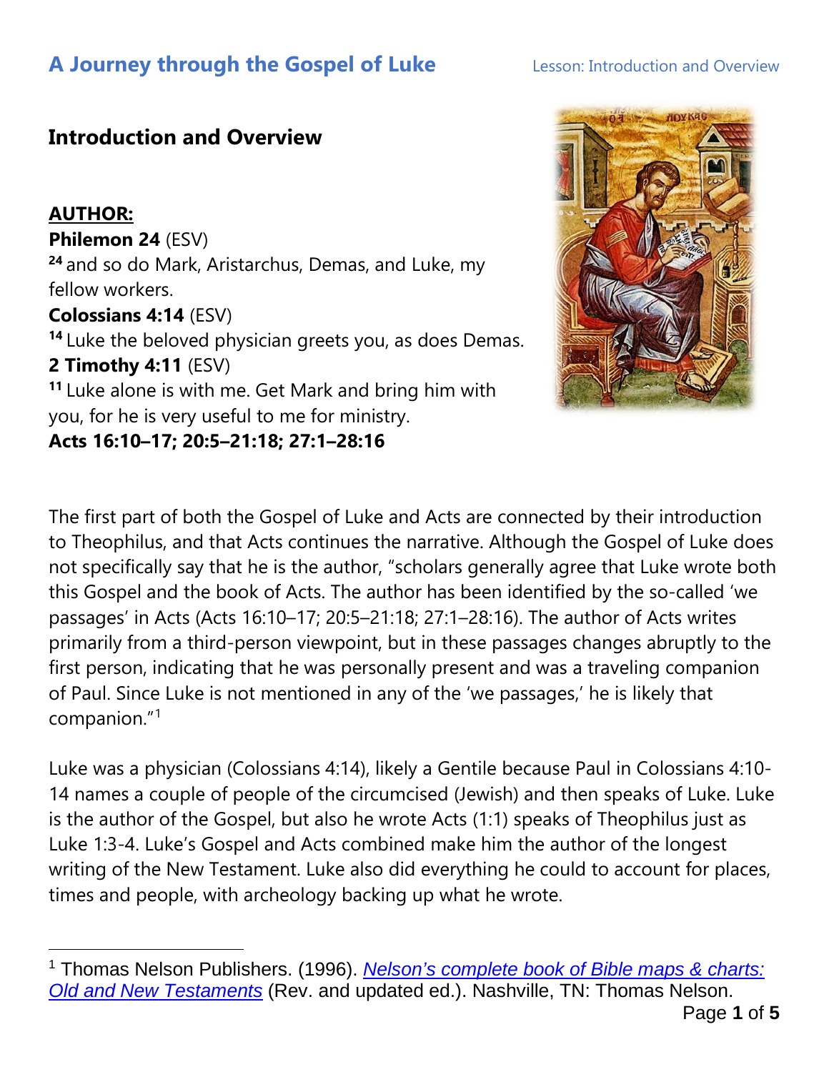# A Journey through the Gospel of Luke

## Introduction and Overview

**AUTHOR:**

**Philemon 24** (ESV)
[24] and so do Mark, Aristarchus, Demas, and Luke, my fellow workers.

**Colossians 4:14** (ESV)
[14] Luke the beloved physician greets you, as does Demas.

**2 Timothy 4:11** (ESV)
[11] Luke alone is with me. Get Mark and bring him with you, for he is very useful to me for ministry.

**Acts 16:10–17; 20:5–21:18; 27:1–28:16**

The first part of both the Gospel of Luke and Acts are connected by their introduction to Theophilus, and that Acts continues the narrative. Although the Gospel of Luke does not specifically say that he is the author, "scholars generally agree that Luke wrote both this Gospel and the book of Acts. The author has been identified by the so-called 'we passages' in Acts (Acts 16:10–17; 20:5–21:18; 27:1–28:16). The author of Acts writes primarily from a third-person viewpoint, but in these passages changes abruptly to the first person, indicating that he was personally present and was a traveling companion of Paul. Since Luke is not mentioned in any of the 'we passages,' he is likely that companion."[1]

Luke was a physician (Colossians 4:14), likely a Gentile because Paul in Colossians 4:10-14 names a couple of people of the circumcised (Jewish) and then speaks of Luke. Luke is the author of the Gospel, but also he wrote Acts (1:1) speaks of Theophilus just as Luke 1:3-4. Luke's Gospel and Acts combined make him the author of the longest writing of the New Testament. Luke also did everything he could to account for places, times and people, with archeology backing up what he wrote.

---

[1] Thomas Nelson Publishers. (1996). *Nelson's complete book of Bible maps & charts: Old and New Testaments* (Rev. and updated ed.). Nashville, TN: Thomas Nelson.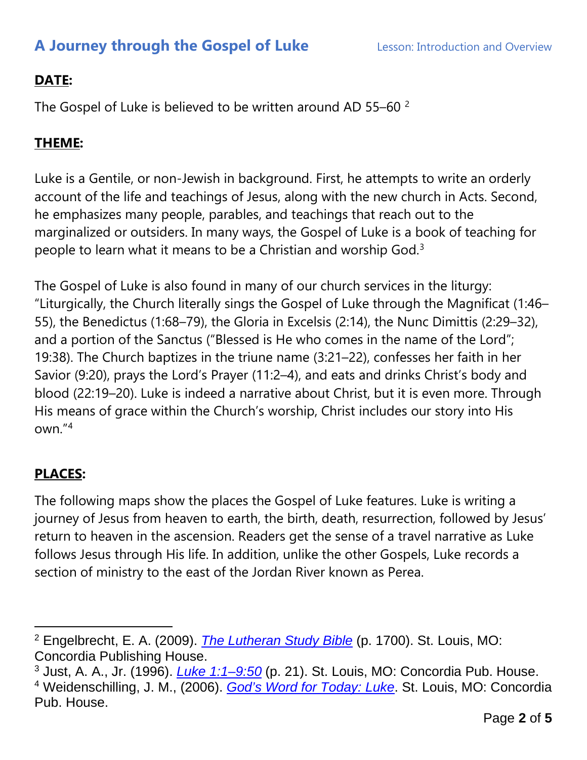**DATE:**

The Gospel of Luke is believed to be written around AD 55–60 [2]

**THEME:**

Luke is a Gentile, or non-Jewish in background. First, he attempts to write an orderly account of the life and teachings of Jesus, along with the new church in Acts. Second, he emphasizes many people, parables, and teachings that reach out to the marginalized or outsiders. In many ways, the Gospel of Luke is a book of teaching for people to learn what it means to be a Christian and worship God.[3]

The Gospel of Luke is also found in many of our church services in the liturgy: "Liturgically, the Church literally sings the Gospel of Luke through the Magnificat (1:46–55), the Benedictus (1:68–79), the Gloria in Excelsis (2:14), the Nunc Dimittis (2:29–32), and a portion of the Sanctus ("Blessed is He who comes in the name of the Lord"; 19:38). The Church baptizes in the triune name (3:21–22), confesses her faith in her Savior (9:20), prays the Lord's Prayer (11:2–4), and eats and drinks Christ's body and blood (22:19–20). Luke is indeed a narrative about Christ, but it is even more. Through His means of grace within the Church's worship, Christ includes our story into His own."[4]

**PLACES:**

The following maps show the places the Gospel of Luke features. Luke is writing a journey of Jesus from heaven to earth, the birth, death, resurrection, followed by Jesus' return to heaven in the ascension. Readers get the sense of a travel narrative as Luke follows Jesus through His life. In addition, unlike the other Gospels, Luke records a section of ministry to the east of the Jordan River known as Perea.

---

[2] Engelbrecht, E. A. (2009). *The Lutheran Study Bible* (p. 1700). St. Louis, MO: Concordia Publishing House.

[3] Just, A. A., Jr. (1996). *Luke 1:1–9:50* (p. 21). St. Louis, MO: Concordia Pub. House.

[4] Weidenschilling, J. M., (2006). *God's Word for Today: Luke*. St. Louis, MO: Concordia Pub. House.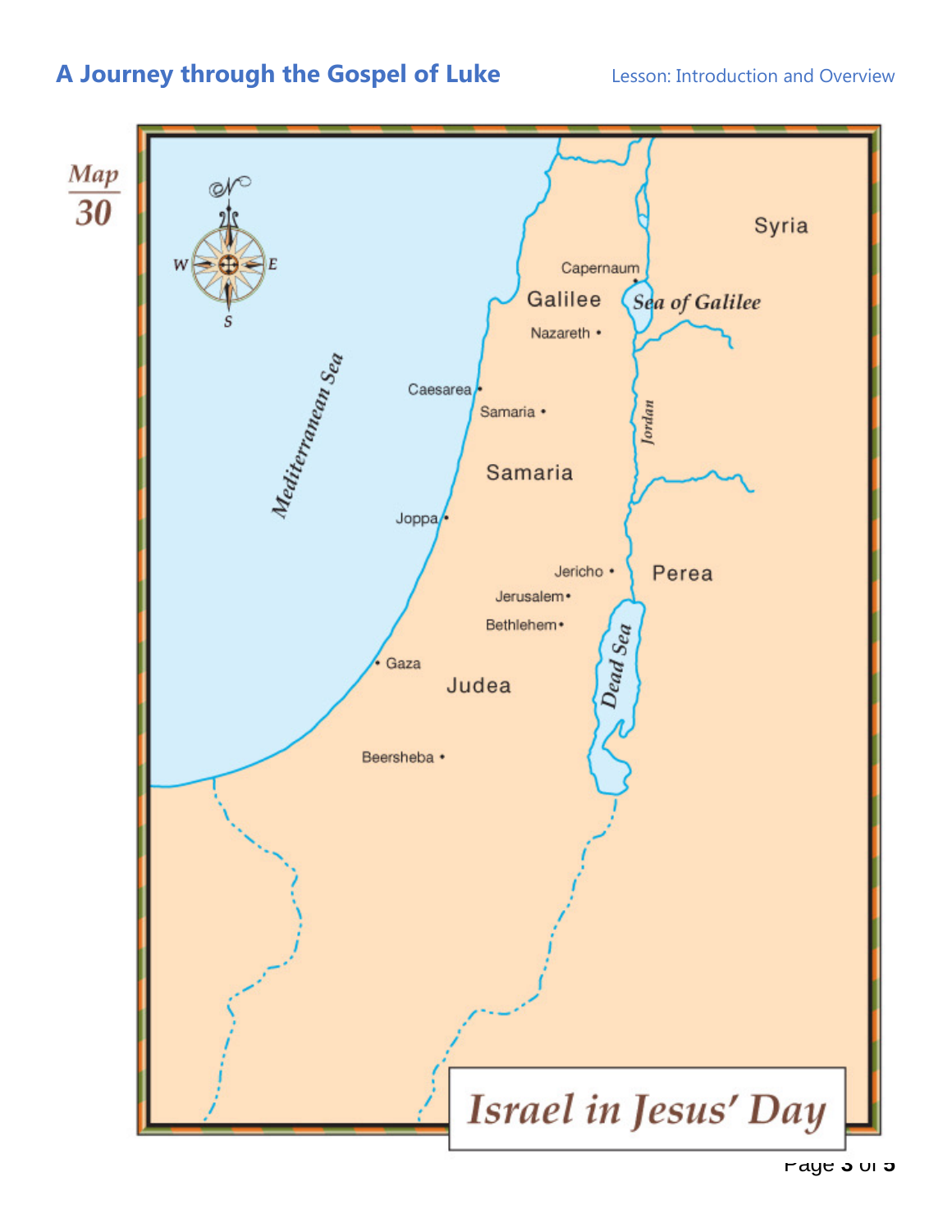**Map 30**

# Israel in Jesus' Day

Mediterranean Sea

Syria

Galilee

Capernaum

Sea of Galilee

Nazareth

Caesarea

Samaria

Jordan

Joppa

Jericho

Perea

Jerusalem

Bethlehem

Dead Sea

Gaza

Judea

Beersheba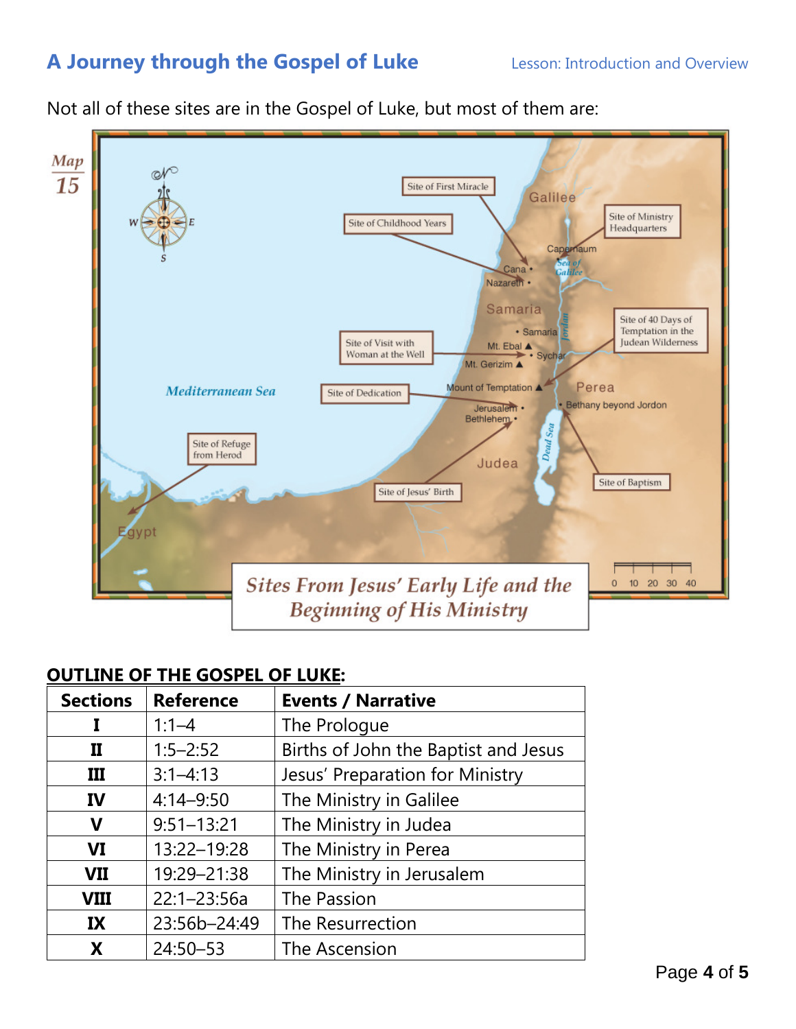Not all of these sites are in the Gospel of Luke, but most of them are:

**Map 15**

*Sites From Jesus' Early Life and the Beginning of His Ministry*

Site of First Miracle — Cana
Site of Childhood Years — Nazareth
Site of Ministry Headquarters — Capernaum
Site of Visit with Woman at the Well — Sychar
Site of 40 Days of Temptation in the Judean Wilderness — Mount of Temptation
Site of Dedication — Jerusalem
Site of Refuge from Herod — Egypt
Site of Jesus' Birth — Bethlehem
Site of Baptism — Bethany beyond Jordon

**OUTLINE OF THE GOSPEL OF LUKE:**

| Sections | Reference | Events / Narrative |
|---|---|---|
| I | 1:1–4 | The Prologue |
| II | 1:5–2:52 | Births of John the Baptist and Jesus |
| III | 3:1–4:13 | Jesus' Preparation for Ministry |
| IV | 4:14–9:50 | The Ministry in Galilee |
| V | 9:51–13:21 | The Ministry in Judea |
| VI | 13:22–19:28 | The Ministry in Perea |
| VII | 19:29–21:38 | The Ministry in Jerusalem |
| VIII | 22:1–23:56a | The Passion |
| IX | 23:56b–24:49 | The Resurrection |
| X | 24:50–53 | The Ascension |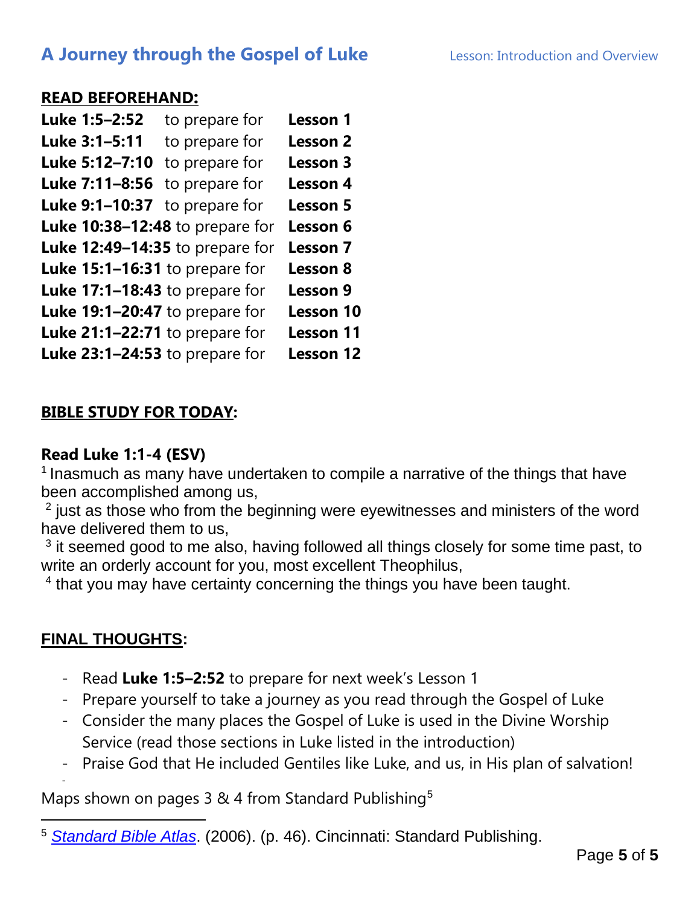**READ BEFOREHAND:**

| | | |
|---|---|---|
| **Luke 1:5–2:52** | to prepare for | **Lesson 1** |
| **Luke 3:1–5:11** | to prepare for | **Lesson 2** |
| **Luke 5:12–7:10** | to prepare for | **Lesson 3** |
| **Luke 7:11–8:56** | to prepare for | **Lesson 4** |
| **Luke 9:1–10:37** | to prepare for | **Lesson 5** |
| **Luke 10:38–12:48** | to prepare for | **Lesson 6** |
| **Luke 12:49–14:35** | to prepare for | **Lesson 7** |
| **Luke 15:1–16:31** | to prepare for | **Lesson 8** |
| **Luke 17:1–18:43** | to prepare for | **Lesson 9** |
| **Luke 19:1–20:47** | to prepare for | **Lesson 10** |
| **Luke 21:1–22:71** | to prepare for | **Lesson 11** |
| **Luke 23:1–24:53** | to prepare for | **Lesson 12** |

**BIBLE STUDY FOR TODAY:**

**Read Luke 1:1-4 (ESV)**

[1] Inasmuch as many have undertaken to compile a narrative of the things that have been accomplished among us,

[2] just as those who from the beginning were eyewitnesses and ministers of the word have delivered them to us,

[3] it seemed good to me also, having followed all things closely for some time past, to write an orderly account for you, most excellent Theophilus,

[4] that you may have certainty concerning the things you have been taught.

**FINAL THOUGHTS:**

- Read **Luke 1:5–2:52** to prepare for next week's Lesson 1
- Prepare yourself to take a journey as you read through the Gospel of Luke
- Consider the many places the Gospel of Luke is used in the Divine Worship Service (read those sections in Luke listed in the introduction)
- Praise God that He included Gentiles like Luke, and us, in His plan of salvation!

Maps shown on pages 3 & 4 from Standard Publishing[5]

[5] *Standard Bible Atlas*. (2006). (p. 46). Cincinnati: Standard Publishing.